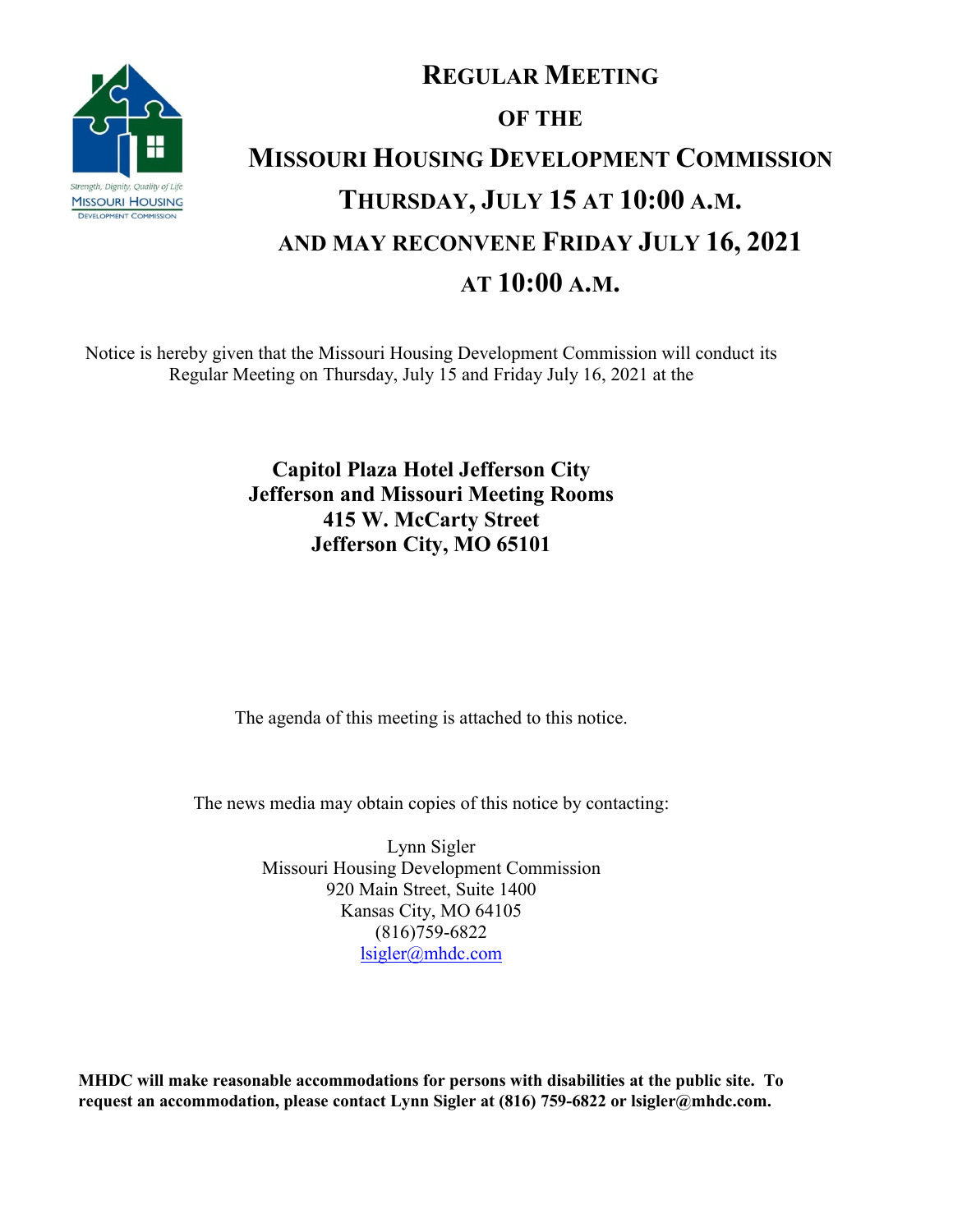# Regular Meeting

# of the

# Missouri Housing Development Commission

# Thursday, July 15 at 10:00 a.m.

# and may reconvene Friday July 16, 2021

# at 10:00 a.m.

Notice is hereby given that the Missouri Housing Development Commission will conduct its Regular Meeting on Thursday, July 15 and Friday July 16, 2021 at the

**Capitol Plaza Hotel Jefferson City**
**Jefferson and Missouri Meeting Rooms**
**415 W. McCarty Street**
**Jefferson City, MO 65101**

The agenda of this meeting is attached to this notice.

The news media may obtain copies of this notice by contacting:

Lynn Sigler
Missouri Housing Development Commission
920 Main Street, Suite 1400
Kansas City, MO 64105
(816)759-6822
lsigler@mhdc.com

**MHDC will make reasonable accommodations for persons with disabilities at the public site. To request an accommodation, please contact Lynn Sigler at (816) 759-6822 or lsigler@mhdc.com.**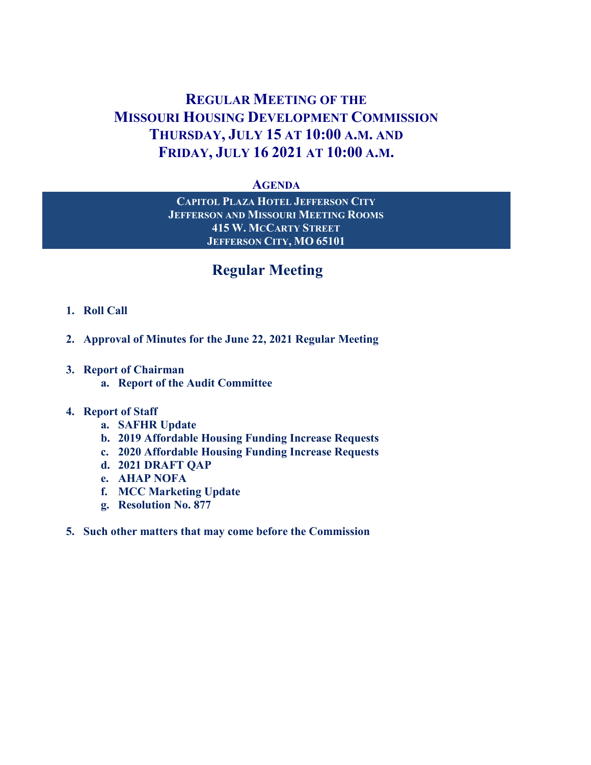# REGULAR MEETING OF THE MISSOURI HOUSING DEVELOPMENT COMMISSION THURSDAY, JULY 15 AT 10:00 A.M. AND FRIDAY, JULY 16 2021 AT 10:00 A.M.

**AGENDA**

**CAPITOL PLAZA HOTEL JEFFERSON CITY**
**JEFFERSON AND MISSOURI MEETING ROOMS**
**415 W. MCCARTY STREET**
**JEFFERSON CITY, MO 65101**

## Regular Meeting

1. **Roll Call**

2. **Approval of Minutes for the June 22, 2021 Regular Meeting**

3. **Report of Chairman**
   a. **Report of the Audit Committee**

4. **Report of Staff**
   a. **SAFHR Update**
   b. **2019 Affordable Housing Funding Increase Requests**
   c. **2020 Affordable Housing Funding Increase Requests**
   d. **2021 DRAFT QAP**
   e. **AHAP NOFA**
   f. **MCC Marketing Update**
   g. **Resolution No. 877**

5. **Such other matters that may come before the Commission**